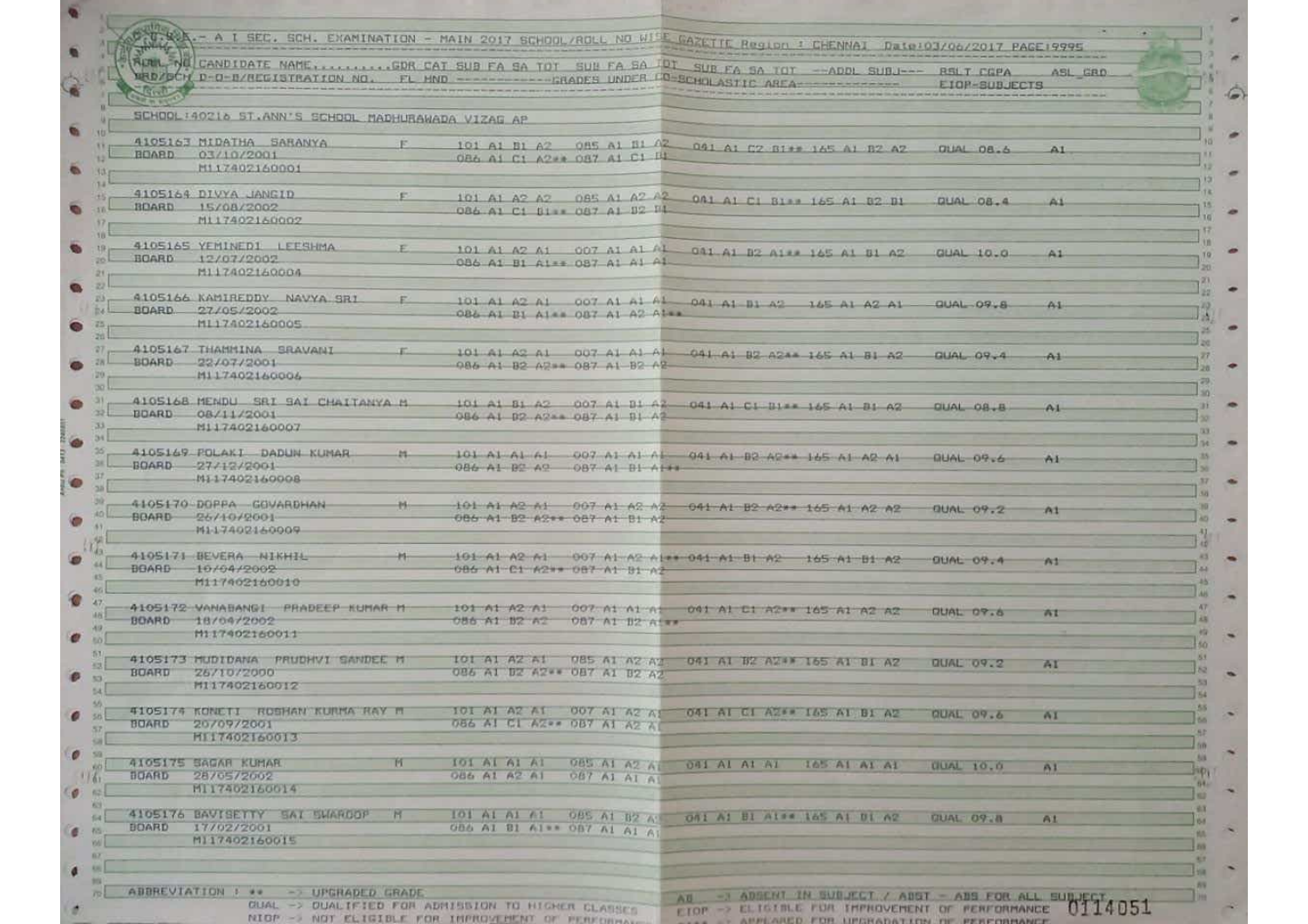A I SEC. SCH. EXAMINATION - MAIN 2017 SCHOOL/ROLL NO WISE GAZETTE Region : CHENNAI Date:03/06/2017 PAGE:9995

| ROLL NO / BRD/SCH | CANDIDATE NAME......... / D-O-B/REGISTRATION NO. | GDR | CAT | SUB FA SA TOT / FL HND | SUB FA SA TOT | SUB FA SA TOT | --ADDL SUBJ--- | RSLT | CGPA | ASL_GRD / EIOP-SUBJECTS |
|---|---|---|---|---|---|---|---|---|---|---|

SCHOOL:40216 ST.ANN'S SCHOOL MADHURAWADA VIZAG AP

| Roll No / Board | Candidate Name / D-O-B / Registration No. | GDR | Subject 1 / Subject 3 | Subject 2 / Subject 4 | Subject 5 | Subject 6 | RSLT | CGPA | ASL_GRD |
|---|---|---|---|---|---|---|---|---|---|
| 4105163 BOARD | MIDATHA SARANYA 03/10/2001 M117402160001 | F | 101 A1 B1 A2 / 086 A1 C1 A2** | 085 A1 B1 A2 / 087 A1 C1 B1 | 041 A1 C2 B1** | 165 A1 B2 A2 | QUAL | 08.6 | A1 |
| 4105164 BOARD | DIVYA JANGID 15/08/2002 M117402160002 | F | 101 A1 A2 A2 / 086 A1 C1 B1** | 085 A1 A2 A2 / 087 A1 B2 B1 | 041 A1 C1 B1** | 165 A1 B2 B1 | QUAL | 08.4 | A1 |
| 4105165 BOARD | YEMINEDI LEESHMA 12/07/2002 M117402160004 | F | 101 A1 A2 A1 / 086 A1 B1 A1** | 007 A1 A1 A1 / 087 A1 A1 A1 | 041 A1 B2 A1** | 165 A1 B1 A2 | QUAL | 10.0 | A1 |
| 4105166 BOARD | KAMIREDDY NAVYA SRI 27/05/2002 M117402160005 | F | 101 A1 A2 A1 / 086 A1 B1 A1** | 007 A1 A1 A1 / 087 A1 A2 A1** | 041 A1 B1 A2 | 165 A1 A2 A1 | QUAL | 09.8 | A1 |
| 4105167 BOARD | THAMMINA SRAVANI 22/07/2001 M117402160006 | F | 101 A1 A2 A1 / 086 A1 B2 A2** | 007 A1 A1 A1 / 087 A1 B2 A2 | 041 A1 B2 A2** | 165 A1 B1 A2 | QUAL | 09.4 | A1 |
| 4105168 BOARD | MENDU SRI SAI CHAITANYA 08/11/2001 M117402160007 | M | 101 A1 B1 A2 / 086 A1 B2 A2** | 007 A1 B1 A2 / 087 A1 B1 A2 | 041 A1 C1 B1** | 165 A1 B1 A2 | QUAL | 08.8 | A1 |
| 4105169 BOARD | POLAKI DADUN KUMAR 27/12/2001 M117402160008 | M | 101 A1 A1 A1 / 086 A1 B2 A2 | 007 A1 A1 A1 / 087 A1 B1 A1** | 041 A1 B2 A2** | 165 A1 A2 A1 | QUAL | 09.6 | A1 |
| 4105170 BOARD | DOPPA GOVARDHAN 26/10/2001 M117402160009 | M | 101 A1 A2 A1 / 086 A1 B2 A2** | 007 A1 A2 A2 / 087 A1 B1 A2 | 041 A1 B2 A2** | 165 A1 A2 A2 | QUAL | 09.2 | A1 |
| 4105171 BOARD | BEVERA NIKHIL 10/04/2002 M117402160010 | M | 101 A1 A2 A1 / 086 A1 C1 A2** | 007 A1 A2 A1** / 087 A1 B1 A2 | 041 A1 B1 A2 | 165 A1 B1 A2 | QUAL | 09.4 | A1 |
| 4105172 BOARD | VANABANGI PRADEEP KUMAR 18/04/2002 M117402160011 | M | 101 A1 A2 A1 / 086 A1 B2 A2 | 007 A1 A1 A1 / 087 A1 B2 A1** | 041 A1 C1 A2** | 165 A1 A2 A2 | QUAL | 09.6 | A1 |
| 4105173 BOARD | MUDIDANA PRUDHVI SANDEE 26/10/2000 M117402160012 | M | 101 A1 A2 A1 / 086 A1 B2 A2** | 085 A1 A2 A2 / 087 A1 B2 A2 | 041 A1 B2 A2** | 165 A1 B1 A2 | QUAL | 09.2 | A1 |
| 4105174 BOARD | KONETI ROSHAN KURMA RAY 20/09/2001 M117402160013 | M | 101 A1 A2 A1 / 086 A1 C1 A2** | 007 A1 A2 A1 / 087 A1 A2 A1 | 041 A1 C1 A2** | 165 A1 B1 A2 | QUAL | 09.6 | A1 |
| 4105175 BOARD | SAGAR KUMAR 28/05/2002 M117402160014 | M | 101 A1 A1 A1 / 086 A1 A2 A1 | 085 A1 A2 A1 / 087 A1 A1 A1 | 041 A1 A1 A1 | 165 A1 A1 A1 | QUAL | 10.0 | A1 |
| 4105176 BOARD | BAVISETTY SAI SWAROOP 17/02/2001 M117402160015 | M | 101 A1 A1 A1 / 086 A1 B1 A1** | 085 A1 B2 A1 / 087 A1 A1 A1 | 041 A1 B1 A1** | 165 A1 B1 A2 | QUAL | 09.8 | A1 |

ABBREVIATION : ** -> UPGRADED GRADE
QUAL -> QUALIFIED FOR ADMISSION TO HIGHER CLASSES
NIOP -> NOT ELIGIBLE FOR IMPROVEMENT OF PERFORMANCE
AB -> ABSENT IN SUBJECT / ABST - ABS FOR ALL SUBJECT
EIOP -> ELIGIBLE FOR IMPROVEMENT OF PERFORMANCE
\*\*\*\* -> APPEARED FOR UPGRADATION OF PERFORMANCE

0114051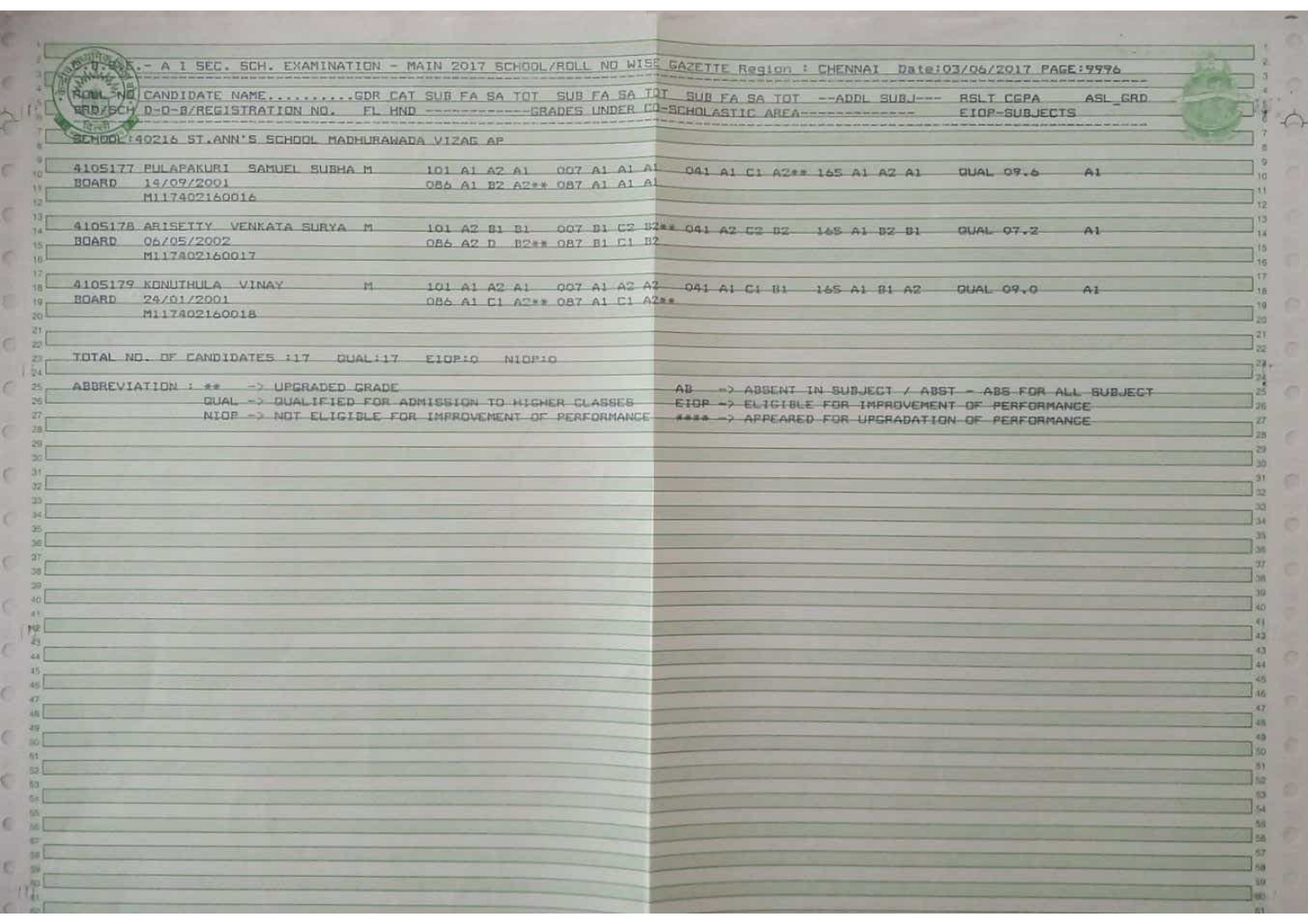A I SEC. SCH. EXAMINATION - MAIN 2017 SCHOOL/ROLL NO WISE GAZETTE Region : CHENNAI Date:03/06/2017 PAGE:9996

| ROLL NO / GRD/SCH | CANDIDATE NAME / D-O-B/REGISTRATION NO. | GDR CAT | SUB FA SA TOT | SUB FA SA TOT | SUB FA SA TOT | --ADDL SUBJ--- | RSLT CGPA | ASL_GRD |
|---|---|---|---|---|---|---|---|---|
| | | FL HND | ----------GRADES UNDER CO-SCHOLASTIC AREA---------- | | | | EIOP-SUBJECTS | |

SCHOOL:40216 ST.ANN'S SCHOOL MADHURAWADA VIZAG AP

| | | | | | | | | |
|---|---|---|---|---|---|---|---|---|
| 4105177 | PULAPAKURI SAMUEL SUBHA | M | 101 A1 A2 A1 | 007 A1 A1 A1 | 041 A1 C1 A2** | 165 A1 A2 A1 | QUAL 09.6 | A1 |
| BOARD | 14/09/2001 | | 086 A1 B2 A2** | 087 A1 A1 A1 | | | | |
| | M117402160016 | | | | | | | |
| 4105178 | ARISETTY VENKATA SURYA | M | 101 A2 B1 B1 | 007 B1 C2 B2** | 041 A2 C2 B2 | 165 A1 B2 B1 | QUAL 07.2 | A1 |
| BOARD | 06/05/2002 | | 086 A2 D B2** | 087 B1 C1 B2 | | | | |
| | M117402160017 | | | | | | | |
| 4105179 | KONUTHULA VINAY | M | 101 A1 A2 A1 | 007 A1 A2 A2 | 041 A1 C1 B1 | 165 A1 B1 A2 | QUAL 09.0 | A1 |
| BOARD | 24/01/2001 | | 086 A1 C1 A2** | 087 A1 C1 A2** | | | | |
| | M117402160018 | | | | | | | |

TOTAL NO. OF CANDIDATES :17 QUAL:17 EIOP:0 NIOP:0

ABBREVIATION : ** -> UPGRADED GRADE
QUAL -> QUALIFIED FOR ADMISSION TO HIGHER CLASSES
NIOP -> NOT ELIGIBLE FOR IMPROVEMENT OF PERFORMANCE
AB -> ABSENT IN SUBJECT / ABST - ABS FOR ALL SUBJECT
EIOP -> ELIGIBLE FOR IMPROVEMENT OF PERFORMANCE
**** -> APPEARED FOR UPGRADATION OF PERFORMANCE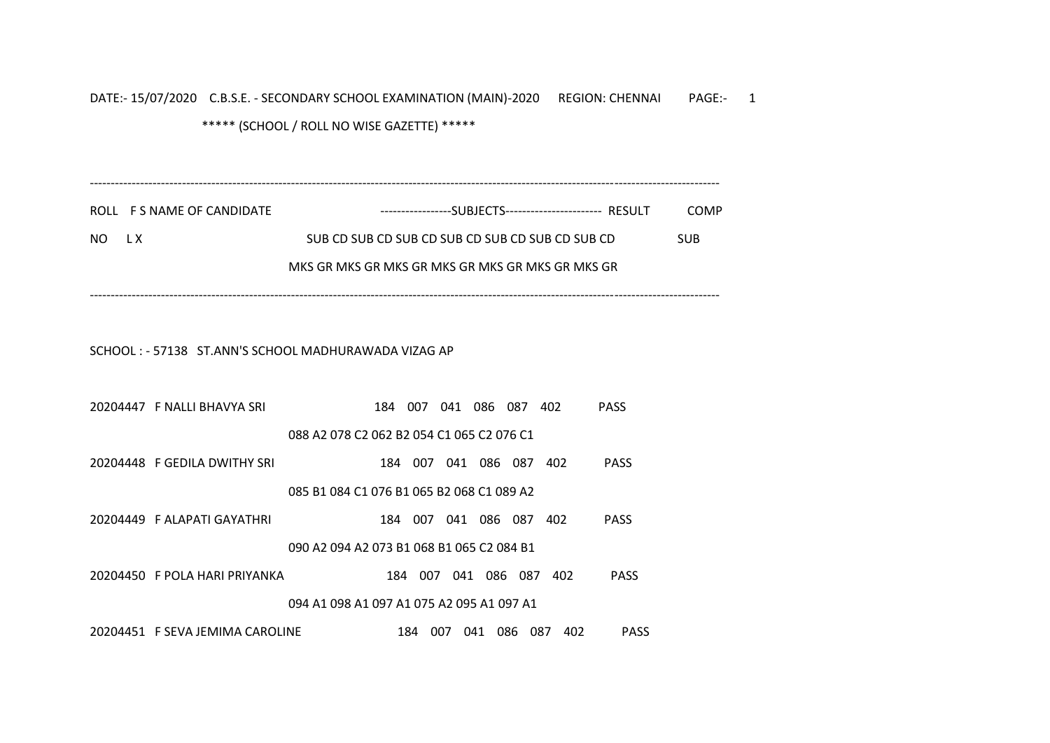DATE:- 15/07/2020 C.B.S.E. - SECONDARY SCHOOL EXAMINATION (MAIN)-2020 REGION: CHENNAI PAGE:- 1

***** (SCHOOL / ROLL NO WISE GAZETTE) *****

---

| ROLL NO | F S L X | NAME OF CANDIDATE | SUBJECTS SUB CD / MKS GR | | | | | | | RESULT | COMP SUB |
|---|---|---|---|---|---|---|---|---|---|---|---|
| | | | SUB CD | SUB CD | SUB CD | SUB CD | SUB CD | SUB CD | SUB CD | | |
| | | | MKS GR | MKS GR | MKS GR | MKS GR | MKS GR | MKS GR | MKS GR | | |

---

SCHOOL : - 57138 ST.ANN'S SCHOOL MADHURAWADA VIZAG AP

| ROLL NO | F S L X | NAME OF CANDIDATE | SUB CD | SUB CD | SUB CD | SUB CD | SUB CD | SUB CD | SUB CD | RESULT | COMP SUB |
|---|---|---|---|---|---|---|---|---|---|---|---|
| 20204447 | F | NALLI BHAVYA SRI | 184 | 007 | 041 | 086 | 087 | 402 | | PASS | |
| | | | 088 A2 | 078 C2 | 062 B2 | 054 C1 | 065 C2 | 076 C1 | | | |
| 20204448 | F | GEDILA DWITHY SRI | 184 | 007 | 041 | 086 | 087 | 402 | | PASS | |
| | | | 085 B1 | 084 C1 | 076 B1 | 065 B2 | 068 C1 | 089 A2 | | | |
| 20204449 | F | ALAPATI GAYATHRI | 184 | 007 | 041 | 086 | 087 | 402 | | PASS | |
| | | | 090 A2 | 094 A2 | 073 B1 | 068 B1 | 065 C2 | 084 B1 | | | |
| 20204450 | F | POLA HARI PRIYANKA | 184 | 007 | 041 | 086 | 087 | 402 | | PASS | |
| | | | 094 A1 | 098 A1 | 097 A1 | 075 A2 | 095 A1 | 097 A1 | | | |
| 20204451 | F | SEVA JEMIMA CAROLINE | 184 | 007 | 041 | 086 | 087 | 402 | | PASS | |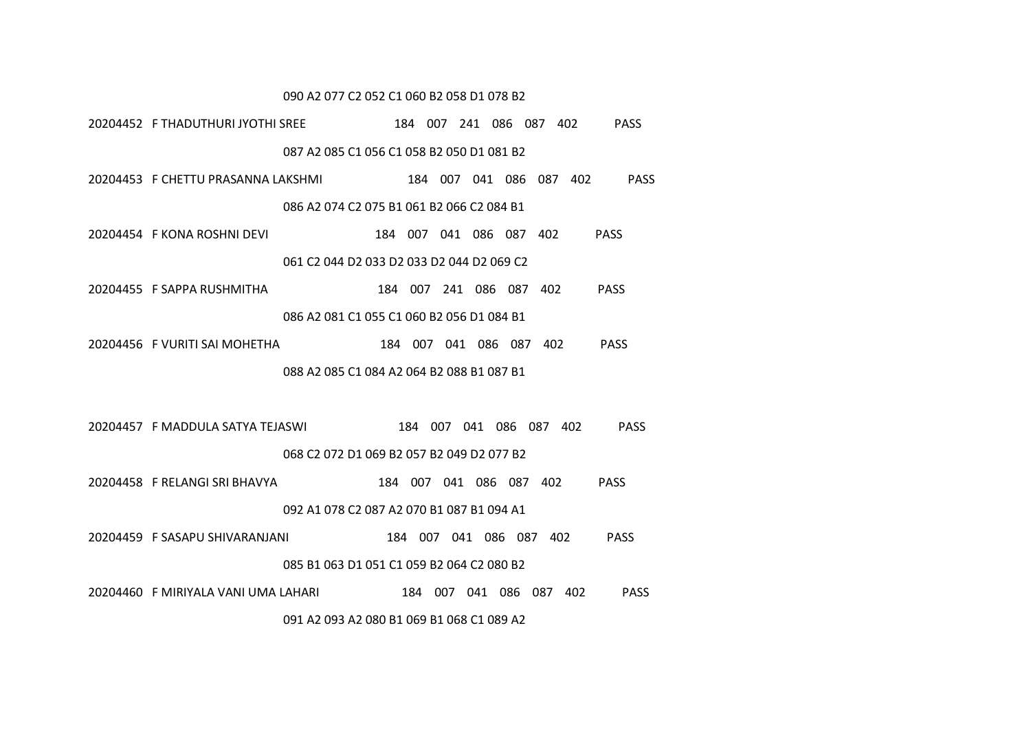090 A2 077 C2 052 C1 060 B2 058 D1 078 B2

20204452 F THADUTHURI JYOTHI SREE 184 007 241 086 087 402 PASS

087 A2 085 C1 056 C1 058 B2 050 D1 081 B2

20204453 F CHETTU PRASANNA LAKSHMI 184 007 041 086 087 402 PASS

086 A2 074 C2 075 B1 061 B2 066 C2 084 B1

20204454 F KONA ROSHNI DEVI 184 007 041 086 087 402 PASS

061 C2 044 D2 033 D2 033 D2 044 D2 069 C2

20204455 F SAPPA RUSHMITHA 184 007 241 086 087 402 PASS

086 A2 081 C1 055 C1 060 B2 056 D1 084 B1

20204456 F VURITI SAI MOHETHA 184 007 041 086 087 402 PASS

088 A2 085 C1 084 A2 064 B2 088 B1 087 B1

20204457 F MADDULA SATYA TEJASWI 184 007 041 086 087 402 PASS

068 C2 072 D1 069 B2 057 B2 049 D2 077 B2

20204458 F RELANGI SRI BHAVYA 184 007 041 086 087 402 PASS

092 A1 078 C2 087 A2 070 B1 087 B1 094 A1

20204459 F SASAPU SHIVARANJANI 184 007 041 086 087 402 PASS

085 B1 063 D1 051 C1 059 B2 064 C2 080 B2

20204460 F MIRIYALA VANI UMA LAHARI 184 007 041 086 087 402 PASS

091 A2 093 A2 080 B1 069 B1 068 C1 089 A2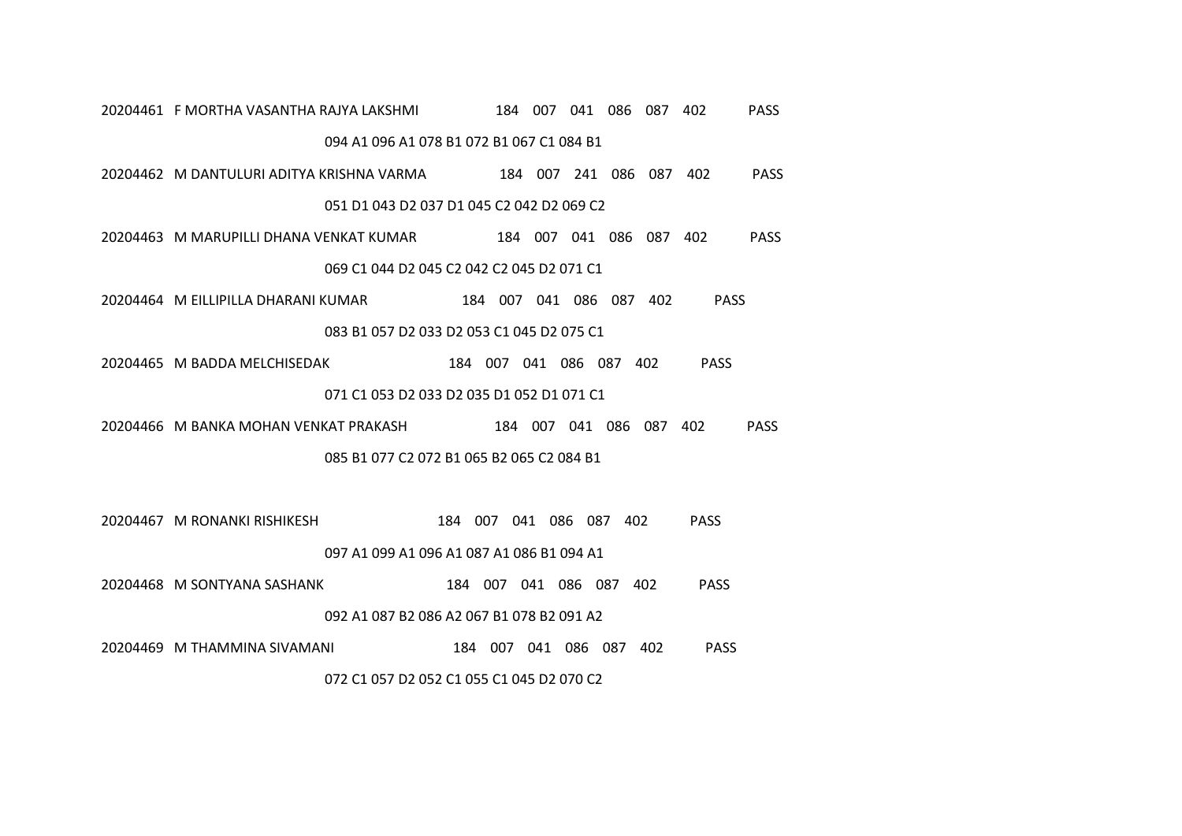20204461 F MORTHA VASANTHA RAJYA LAKSHMI 184 007 041 086 087 402 PASS

094 A1 096 A1 078 B1 072 B1 067 C1 084 B1

20204462 M DANTULURI ADITYA KRISHNA VARMA 184 007 241 086 087 402 PASS

051 D1 043 D2 037 D1 045 C2 042 D2 069 C2

20204463 M MARUPILLI DHANA VENKAT KUMAR 184 007 041 086 087 402 PASS

069 C1 044 D2 045 C2 042 C2 045 D2 071 C1

20204464 M EILLIPILLA DHARANI KUMAR 184 007 041 086 087 402 PASS

083 B1 057 D2 033 D2 053 C1 045 D2 075 C1

20204465 M BADDA MELCHISEDAK 184 007 041 086 087 402 PASS

071 C1 053 D2 033 D2 035 D1 052 D1 071 C1

20204466 M BANKA MOHAN VENKAT PRAKASH 184 007 041 086 087 402 PASS

085 B1 077 C2 072 B1 065 B2 065 C2 084 B1

20204467 M RONANKI RISHIKESH 184 007 041 086 087 402 PASS

097 A1 099 A1 096 A1 087 A1 086 B1 094 A1

20204468 M SONTYANA SASHANK 184 007 041 086 087 402 PASS

092 A1 087 B2 086 A2 067 B1 078 B2 091 A2

20204469 M THAMMINA SIVAMANI 184 007 041 086 087 402 PASS

072 C1 057 D2 052 C1 055 C1 045 D2 070 C2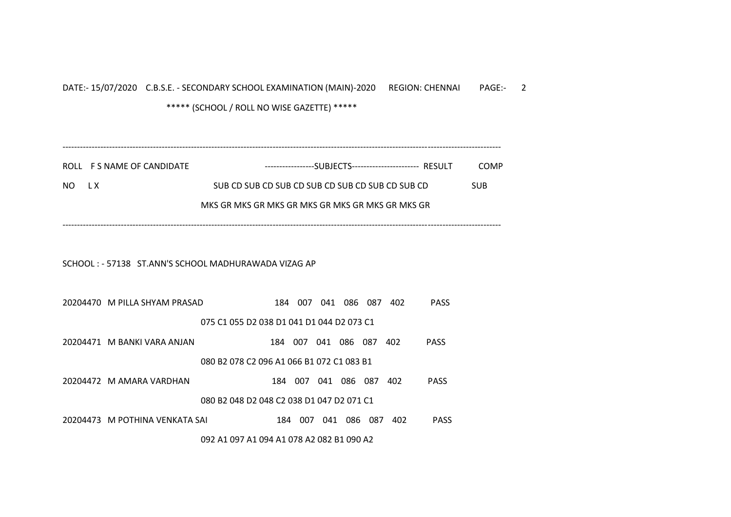DATE:- 15/07/2020 C.B.S.E. - SECONDARY SCHOOL EXAMINATION (MAIN)-2020 REGION: CHENNAI PAGE:- 2

***** (SCHOOL / ROLL NO WISE GAZETTE) *****

----------------------------------------------------------------------------------------------------------------------------------------------------

ROLL F S NAME OF CANDIDATE -----------------SUBJECTS----------------------- RESULT COMP

NO L X SUB CD SUB CD SUB CD SUB CD SUB CD SUB CD SUB CD SUB

MKS GR MKS GR MKS GR MKS GR MKS GR MKS GR MKS GR

----------------------------------------------------------------------------------------------------------------------------------------------------

SCHOOL : - 57138 ST.ANN'S SCHOOL MADHURAWADA VIZAG AP

20204470 M PILLA SHYAM PRASAD 184 007 041 086 087 402 PASS

075 C1 055 D2 038 D1 041 D1 044 D2 073 C1

20204471 M BANKI VARA ANJAN 184 007 041 086 087 402 PASS

080 B2 078 C2 096 A1 066 B1 072 C1 083 B1

20204472 M AMARA VARDHAN 184 007 041 086 087 402 PASS

080 B2 048 D2 048 C2 038 D1 047 D2 071 C1

20204473 M POTHINA VENKATA SAI 184 007 041 086 087 402 PASS

092 A1 097 A1 094 A1 078 A2 082 B1 090 A2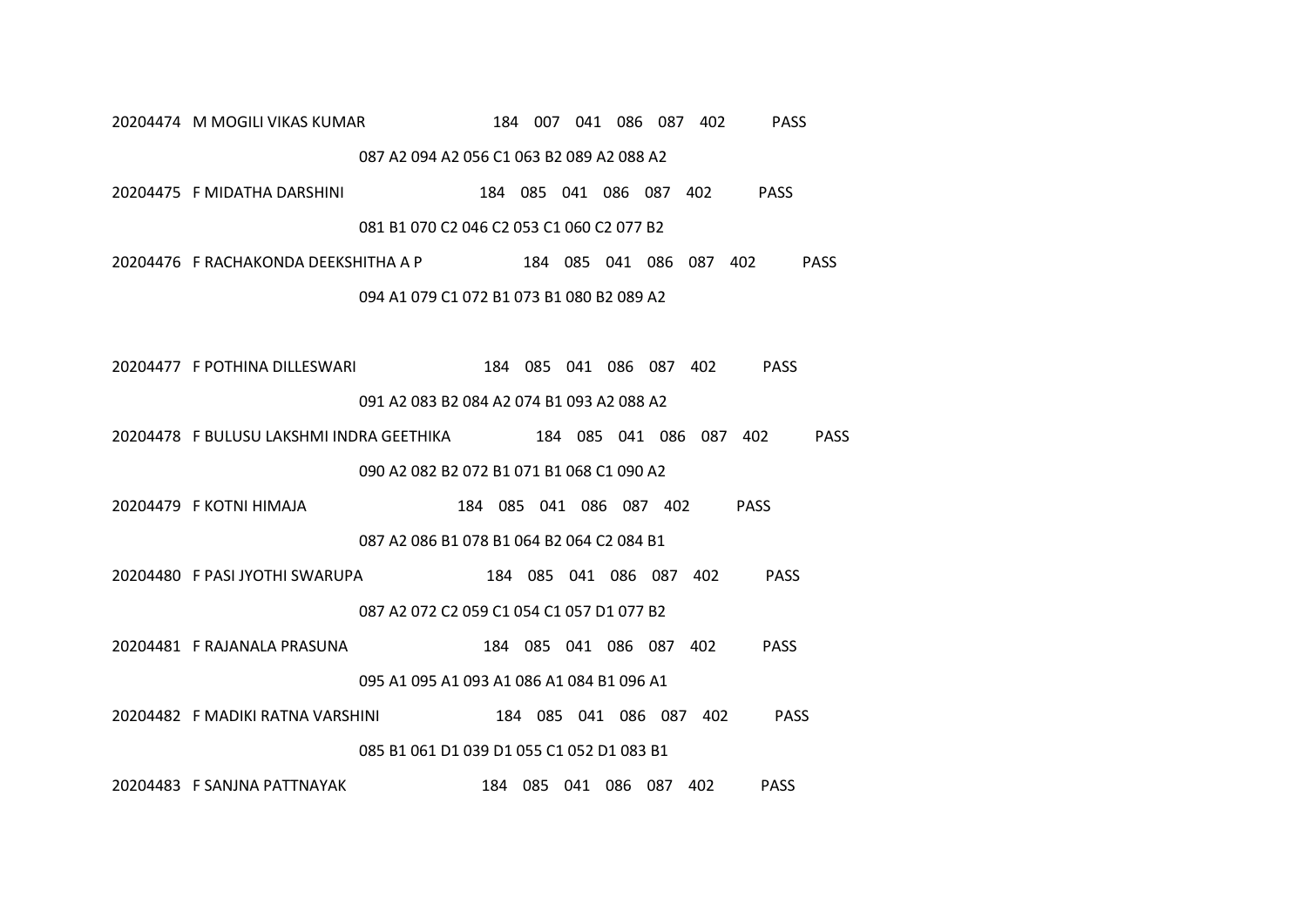20204474 M MOGILI VIKAS KUMAR 184 007 041 086 087 402 PASS

087 A2 094 A2 056 C1 063 B2 089 A2 088 A2

20204475 F MIDATHA DARSHINI 184 085 041 086 087 402 PASS

081 B1 070 C2 046 C2 053 C1 060 C2 077 B2

20204476 F RACHAKONDA DEEKSHITHA A P 184 085 041 086 087 402 PASS

094 A1 079 C1 072 B1 073 B1 080 B2 089 A2

20204477 F POTHINA DILLESWARI 184 085 041 086 087 402 PASS

091 A2 083 B2 084 A2 074 B1 093 A2 088 A2

20204478 F BULUSU LAKSHMI INDRA GEETHIKA 184 085 041 086 087 402 PASS

090 A2 082 B2 072 B1 071 B1 068 C1 090 A2

20204479 F KOTNI HIMAJA 184 085 041 086 087 402 PASS

087 A2 086 B1 078 B1 064 B2 064 C2 084 B1

20204480 F PASI JYOTHI SWARUPA 184 085 041 086 087 402 PASS

087 A2 072 C2 059 C1 054 C1 057 D1 077 B2

20204481 F RAJANALA PRASUNA 184 085 041 086 087 402 PASS

095 A1 095 A1 093 A1 086 A1 084 B1 096 A1

20204482 F MADIKI RATNA VARSHINI 184 085 041 086 087 402 PASS

085 B1 061 D1 039 D1 055 C1 052 D1 083 B1

20204483 F SANJNA PATTNAYAK 184 085 041 086 087 402 PASS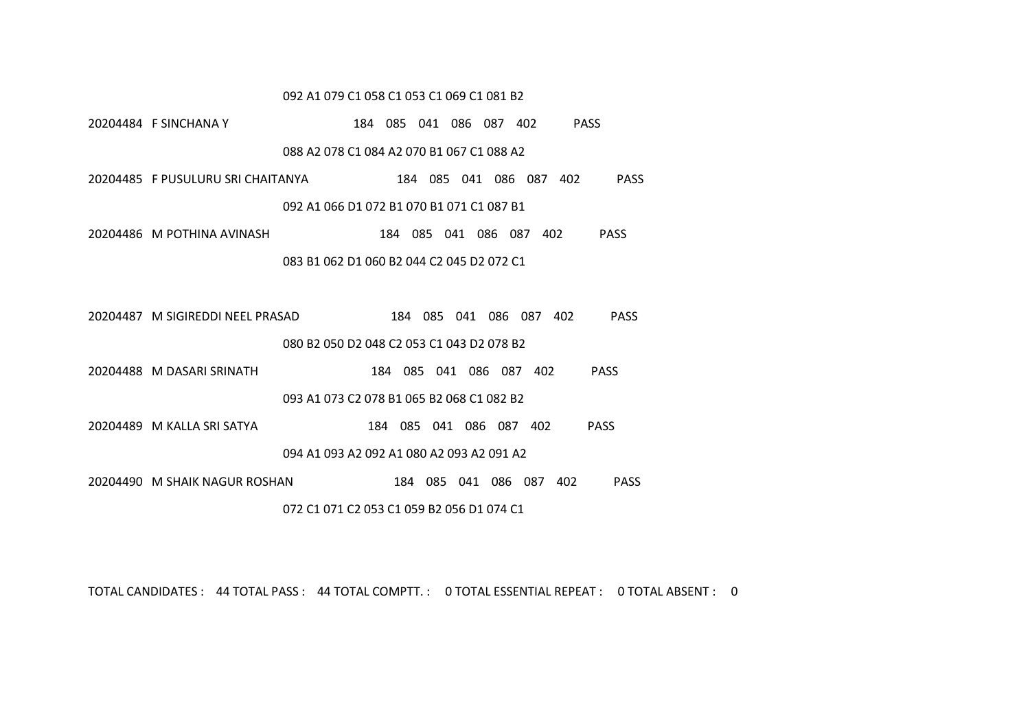092 A1 079 C1 058 C1 053 C1 069 C1 081 B2

20204484 F SINCHANA Y 184 085 041 086 087 402 PASS

088 A2 078 C1 084 A2 070 B1 067 C1 088 A2

20204485 F PUSULURU SRI CHAITANYA 184 085 041 086 087 402 PASS

092 A1 066 D1 072 B1 070 B1 071 C1 087 B1

20204486 M POTHINA AVINASH 184 085 041 086 087 402 PASS

083 B1 062 D1 060 B2 044 C2 045 D2 072 C1

20204487 M SIGIREDDI NEEL PRASAD 184 085 041 086 087 402 PASS

080 B2 050 D2 048 C2 053 C1 043 D2 078 B2

20204488 M DASARI SRINATH 184 085 041 086 087 402 PASS

093 A1 073 C2 078 B1 065 B2 068 C1 082 B2

20204489 M KALLA SRI SATYA 184 085 041 086 087 402 PASS

094 A1 093 A2 092 A1 080 A2 093 A2 091 A2

20204490 M SHAIK NAGUR ROSHAN 184 085 041 086 087 402 PASS

072 C1 071 C2 053 C1 059 B2 056 D1 074 C1

TOTAL CANDIDATES : 44 TOTAL PASS : 44 TOTAL COMPTT. : 0 TOTAL ESSENTIAL REPEAT : 0 TOTAL ABSENT : 0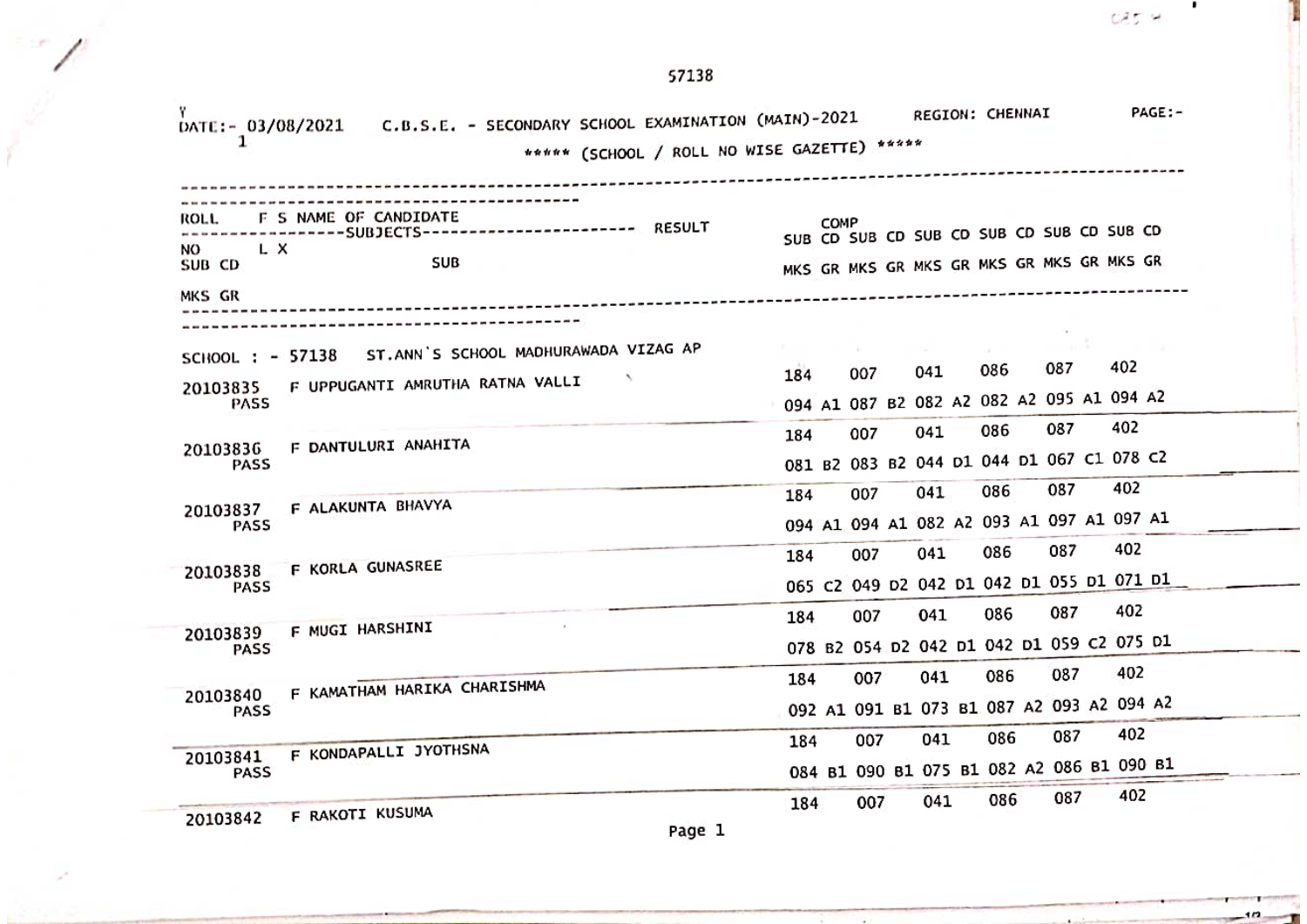57138

DATE:- 03/08/2021 C.B.S.E. - SECONDARY SCHOOL EXAMINATION (MAIN)-2021 REGION: CHENNAI PAGE:- 1

***** (SCHOOL / ROLL NO WISE GAZETTE) *****

| ROLL NO | F S L X | NAME OF CANDIDATE | RESULT | COMP SUB CD | SUB CD | SUB CD | SUB CD | SUB CD | SUB CD |
|---|---|---|---|---|---|---|---|---|---|
| | | | | MKS GR | MKS GR | MKS GR | MKS GR | MKS GR | MKS GR |

SCHOOL : - 57138 ST.ANN'S SCHOOL MADHURAWADA VIZAG AP

| ROLL NO | F S | NAME OF CANDIDATE | RESULT | SUB CD | SUB CD | SUB CD | SUB CD | SUB CD | SUB CD |
|---|---|---|---|---|---|---|---|---|---|
| 20103835 | F | UPPUGANTI AMRUTHA RATNA VALLI | PASS | 184 | 007 | 041 | 086 | 087 | 402 |
| | | | | 094 A1 | 087 B2 | 082 A2 | 082 A2 | 095 A1 | 094 A2 |
| 20103836 | F | DANTULURI ANAHITA | PASS | 184 | 007 | 041 | 086 | 087 | 402 |
| | | | | 081 B2 | 083 B2 | 044 D1 | 044 D1 | 067 C1 | 078 C2 |
| 20103837 | F | ALAKUNTA BHAVYA | PASS | 184 | 007 | 041 | 086 | 087 | 402 |
| | | | | 094 A1 | 094 A1 | 082 A2 | 093 A1 | 097 A1 | 097 A1 |
| 20103838 | F | KORLA GUNASREE | PASS | 184 | 007 | 041 | 086 | 087 | 402 |
| | | | | 065 C2 | 049 D2 | 042 D1 | 042 D1 | 055 D1 | 071 D1 |
| 20103839 | F | MUGI HARSHINI | PASS | 184 | 007 | 041 | 086 | 087 | 402 |
| | | | | 078 B2 | 054 D2 | 042 D1 | 042 D1 | 059 C2 | 075 D1 |
| 20103840 | F | KAMATHAM HARIKA CHARISHMA | PASS | 184 | 007 | 041 | 086 | 087 | 402 |
| | | | | 092 A1 | 091 B1 | 073 B1 | 087 A2 | 093 A2 | 094 A2 |
| 20103841 | F | KONDAPALLI JYOTHSNA | PASS | 184 | 007 | 041 | 086 | 087 | 402 |
| | | | | 084 B1 | 090 B1 | 075 B1 | 082 A2 | 086 B1 | 090 B1 |
| 20103842 | F | RAKOTI KUSUMA | | 184 | 007 | 041 | 086 | 087 | 402 |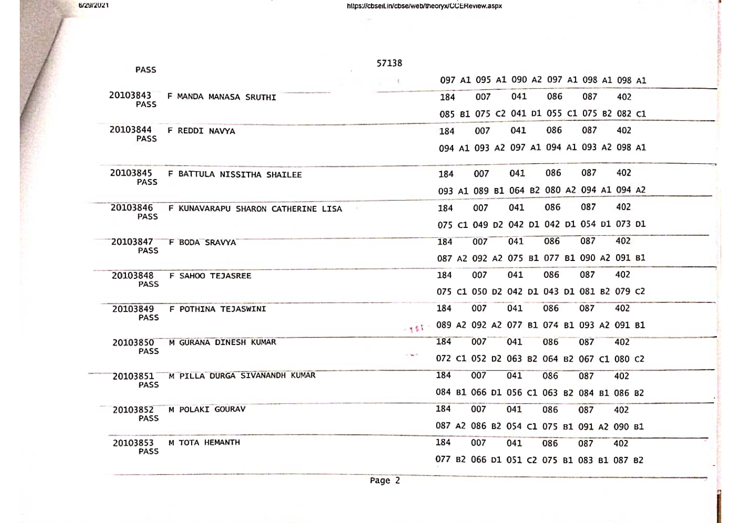| | | | | | | | | |
|---|---|---|---|---|---|---|---|---|
| PASS | | 57138 | 097 A1 | 095 A1 | 090 A2 | 097 A1 | 098 A1 | 098 A1 |
| 20103843 PASS | F | MANDA MANASA SRUTHI | 184 | 007 | 041 | 086 | 087 | 402 |
| | | | 085 B1 | 075 C2 | 041 D1 | 055 C1 | 075 B2 | 082 C1 |
| 20103844 PASS | F | REDDI NAVYA | 184 | 007 | 041 | 086 | 087 | 402 |
| | | | 094 A1 | 093 A2 | 097 A1 | 094 A1 | 093 A2 | 098 A1 |
| 20103845 PASS | F | BATTULA NISSITHA SHAILEE | 184 | 007 | 041 | 086 | 087 | 402 |
| | | | 093 A1 | 089 B1 | 064 B2 | 080 A2 | 094 A1 | 094 A2 |
| 20103846 PASS | F | KUNAVARAPU SHARON CATHERINE LISA | 184 | 007 | 041 | 086 | 087 | 402 |
| | | | 075 C1 | 049 D2 | 042 D1 | 042 D1 | 054 D1 | 073 D1 |
| 20103847 PASS | F | BODA SRAVYA | 184 | 007 | 041 | 086 | 087 | 402 |
| | | | 087 A2 | 092 A2 | 075 B1 | 077 B1 | 090 A2 | 091 B1 |
| 20103848 PASS | F | SAHOO TEJASREE | 184 | 007 | 041 | 086 | 087 | 402 |
| | | | 075 C1 | 050 D2 | 042 D1 | 043 D1 | 081 B2 | 079 C2 |
| 20103849 PASS | F | POTHINA TEJASWINI | 184 | 007 | 041 | 086 | 087 | 402 |
| | | | 089 A2 | 092 A2 | 077 B1 | 074 B1 | 093 A2 | 091 B1 |
| 20103850 PASS | M | GURANA DINESH KUMAR | 184 | 007 | 041 | 086 | 087 | 402 |
| | | | 072 C1 | 052 D2 | 063 B2 | 064 B2 | 067 C1 | 080 C2 |
| 20103851 PASS | M | PILLA DURGA SIVANANDH KUMAR | 184 | 007 | 041 | 086 | 087 | 402 |
| | | | 084 B1 | 066 D1 | 056 C1 | 063 B2 | 084 B1 | 086 B2 |
| 20103852 PASS | M | POLAKI GOURAV | 184 | 007 | 041 | 086 | 087 | 402 |
| | | | 087 A2 | 086 B2 | 054 C1 | 075 B1 | 091 A2 | 090 B1 |
| 20103853 PASS | M | TOTA HEMANTH | 184 | 007 | 041 | 086 | 087 | 402 |
| | | | 077 B2 | 066 D1 | 051 C2 | 075 B1 | 083 B1 | 087 B2 |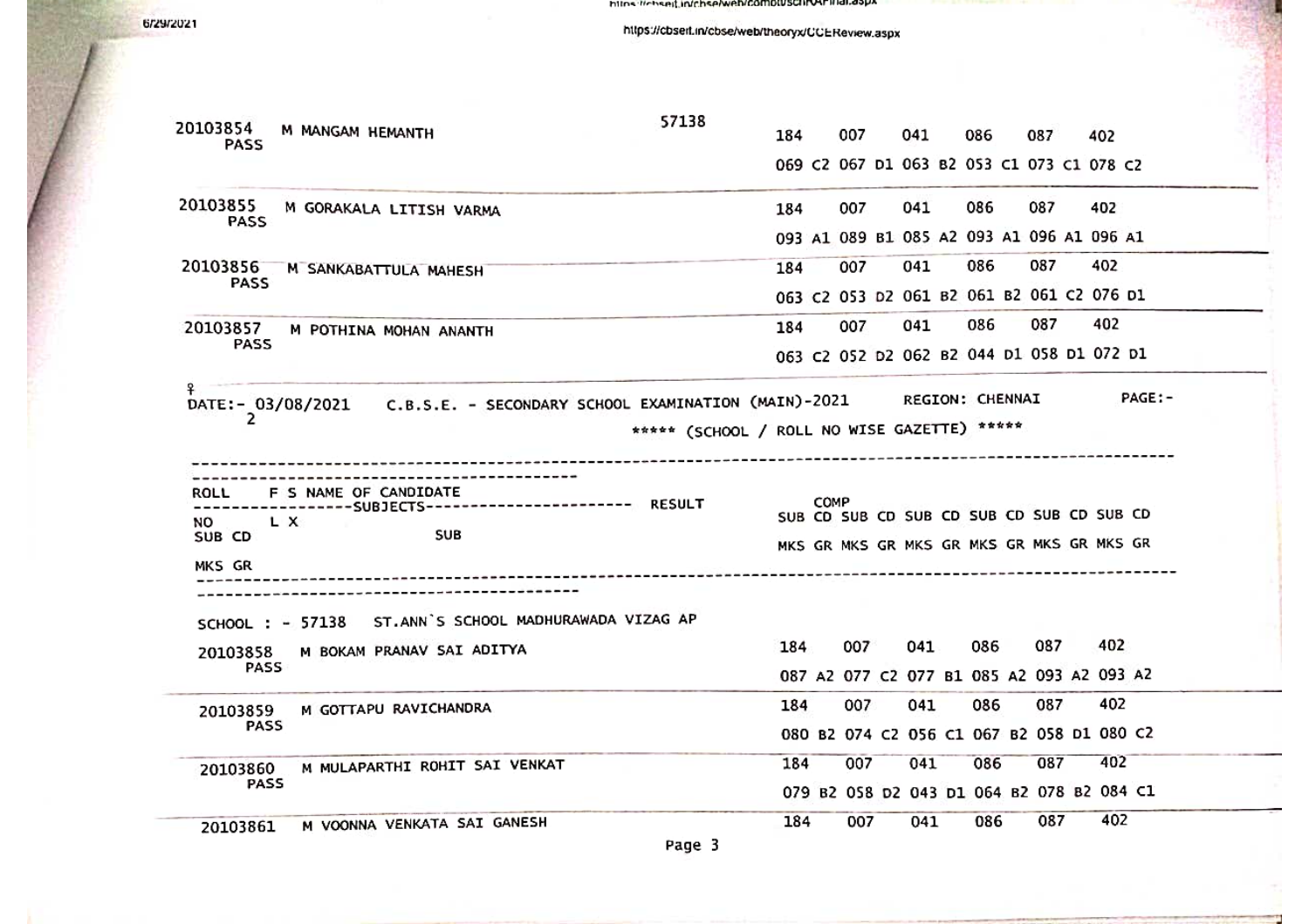| | | | | | | | | |
|---|---|---|---|---|---|---|---|---|
| 20103854 PASS | M MANGAM HEMANTH | 57138 | 184 | 007 | 041 | 086 | 087 | 402 |
| | | | 069 C2 | 067 D1 | 063 B2 | 053 C1 | 073 C1 | 078 C2 |
| 20103855 PASS | M GORAKALA LITISH VARMA | | 184 | 007 | 041 | 086 | 087 | 402 |
| | | | 093 A1 | 089 B1 | 085 A2 | 093 A1 | 096 A1 | 096 A1 |
| 20103856 PASS | M SANKABATTULA MAHESH | | 184 | 007 | 041 | 086 | 087 | 402 |
| | | | 063 C2 | 053 D2 | 061 B2 | 061 B2 | 061 C2 | 076 D1 |
| 20103857 PASS | M POTHINA MOHAN ANANTH | | 184 | 007 | 041 | 086 | 087 | 402 |
| | | | 063 C2 | 052 D2 | 062 B2 | 044 D1 | 058 D1 | 072 D1 |

DATE:- 03/08/2021 C.B.S.E. - SECONDARY SCHOOL EXAMINATION (MAIN)-2021 REGION: CHENNAI PAGE:- 2

***** (SCHOOL / ROLL NO WISE GAZETTE) *****

| ROLL NO | F S NAME OF CANDIDATE L X | RESULT | COMP SUB CD | SUB CD MKS GR | SUB CD MKS GR | SUB CD MKS GR | SUB CD MKS GR | SUB CD MKS GR | SUB CD MKS GR |
|---|---|---|---|---|---|---|---|---|---|

SUBJECTS: SUB CD / SUB / MKS GR

SCHOOL : - 57138 ST.ANN`S SCHOOL MADHURAWADA VIZAG AP

| | | | | | | | |
|---|---|---|---|---|---|---|---|
| 20103858 PASS | M BOKAM PRANAV SAI ADITYA | 184 | 007 | 041 | 086 | 087 | 402 |
| | | 087 A2 | 077 C2 | 077 B1 | 085 A2 | 093 A2 | 093 A2 |
| 20103859 PASS | M GOTTAPU RAVICHANDRA | 184 | 007 | 041 | 086 | 087 | 402 |
| | | 080 B2 | 074 C2 | 056 C1 | 067 B2 | 058 D1 | 080 C2 |
| 20103860 PASS | M MULAPARTHI ROHIT SAI VENKAT | 184 | 007 | 041 | 086 | 087 | 402 |
| | | 079 B2 | 058 D2 | 043 D1 | 064 B2 | 078 B2 | 084 C1 |
| 20103861 | M VOONNA VENKATA SAI GANESH | 184 | 007 | 041 | 086 | 087 | 402 |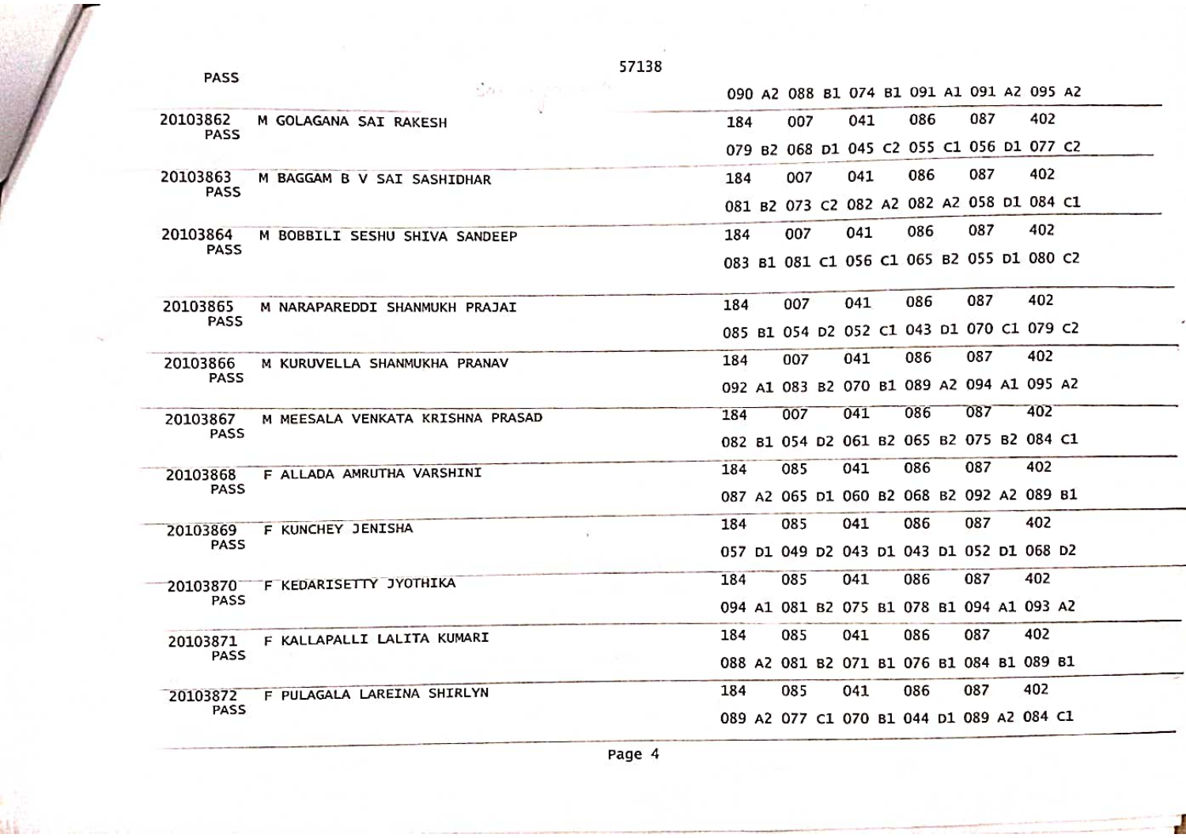57138

| | | | | | | | | |
|---|---|---|---|---|---|---|---|---|
| PASS | | | 090 A2 | 088 B1 | 074 B1 | 091 A1 | 091 A2 | 095 A2 |
| 20103862 | M | GOLAGANA SAI RAKESH | 184 | 007 | 041 | 086 | 087 | 402 |
| PASS | | | 079 B2 | 068 D1 | 045 C2 | 055 C1 | 056 D1 | 077 C2 |
| 20103863 | M | BAGGAM B V SAI SASHIDHAR | 184 | 007 | 041 | 086 | 087 | 402 |
| PASS | | | 081 B2 | 073 C2 | 082 A2 | 082 A2 | 058 D1 | 084 C1 |
| 20103864 | M | BOBBILI SESHU SHIVA SANDEEP | 184 | 007 | 041 | 086 | 087 | 402 |
| PASS | | | 083 B1 | 081 C1 | 056 C1 | 065 B2 | 055 D1 | 080 C2 |
| 20103865 | M | NARAPAREDDI SHANMUKH PRAJAI | 184 | 007 | 041 | 086 | 087 | 402 |
| PASS | | | 085 B1 | 054 D2 | 052 C1 | 043 D1 | 070 C1 | 079 C2 |
| 20103866 | M | KURUVELLA SHANMUKHA PRANAV | 184 | 007 | 041 | 086 | 087 | 402 |
| PASS | | | 092 A1 | 083 B2 | 070 B1 | 089 A2 | 094 A1 | 095 A2 |
| 20103867 | M | MEESALA VENKATA KRISHNA PRASAD | 184 | 007 | 041 | 086 | 087 | 402 |
| PASS | | | 082 B1 | 054 D2 | 061 B2 | 065 B2 | 075 B2 | 084 C1 |
| 20103868 | F | ALLADA AMRUTHA VARSHINI | 184 | 085 | 041 | 086 | 087 | 402 |
| PASS | | | 087 A2 | 065 D1 | 060 B2 | 068 B2 | 092 A2 | 089 B1 |
| 20103869 | F | KUNCHEY JENISHA | 184 | 085 | 041 | 086 | 087 | 402 |
| PASS | | | 057 D1 | 049 D2 | 043 D1 | 043 D1 | 052 D1 | 068 D2 |
| 20103870 | F | KEDARISETTY JYOTHIKA | 184 | 085 | 041 | 086 | 087 | 402 |
| PASS | | | 094 A1 | 081 B2 | 075 B1 | 078 B1 | 094 A1 | 093 A2 |
| 20103871 | F | KALLAPALLI LALITA KUMARI | 184 | 085 | 041 | 086 | 087 | 402 |
| PASS | | | 088 A2 | 081 B2 | 071 B1 | 076 B1 | 084 B1 | 089 B1 |
| 20103872 | F | PULAGALA LAREINA SHIRLYN | 184 | 085 | 041 | 086 | 087 | 402 |
| PASS | | | 089 A2 | 077 C1 | 070 B1 | 044 D1 | 089 A2 | 084 C1 |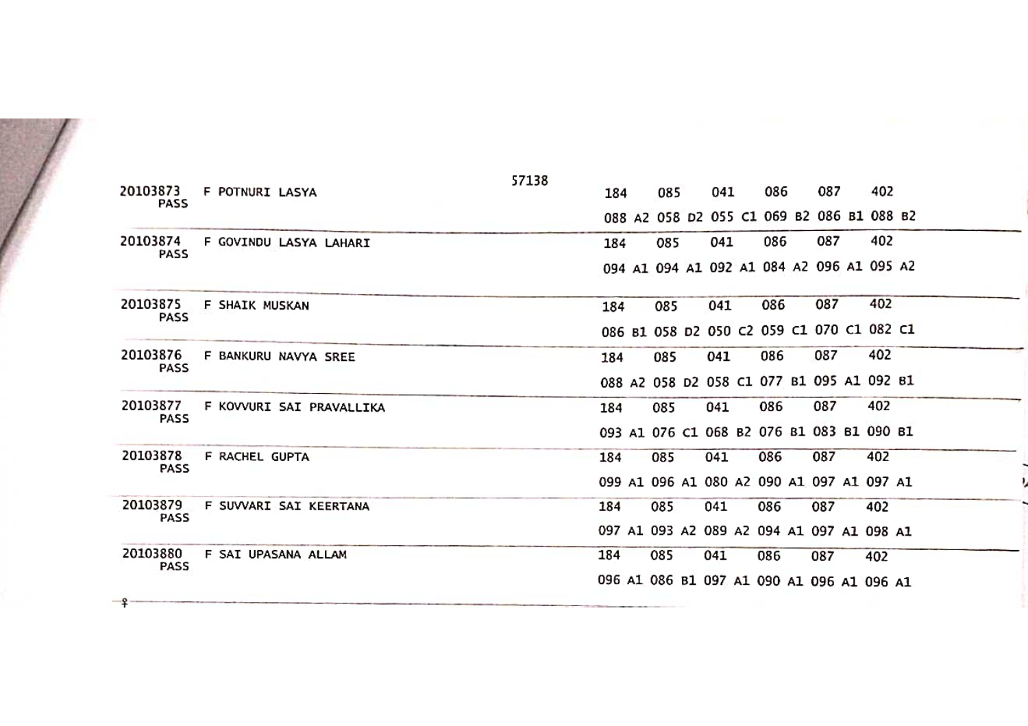57138

| | | | | | | | | |
|---|---|---|---|---|---|---|---|---|
| 20103873 PASS | F | POTNURI LASYA | 184 | 085 | 041 | 086 | 087 | 402 |
| | | | 088 A2 | 058 D2 | 055 C1 | 069 B2 | 086 B1 | 088 B2 |
| 20103874 PASS | F | GOVINDU LASYA LAHARI | 184 | 085 | 041 | 086 | 087 | 402 |
| | | | 094 A1 | 094 A1 | 092 A1 | 084 A2 | 096 A1 | 095 A2 |
| 20103875 PASS | F | SHAIK MUSKAN | 184 | 085 | 041 | 086 | 087 | 402 |
| | | | 086 B1 | 058 D2 | 050 C2 | 059 C1 | 070 C1 | 082 C1 |
| 20103876 PASS | F | BANKURU NAVYA SREE | 184 | 085 | 041 | 086 | 087 | 402 |
| | | | 088 A2 | 058 D2 | 058 C1 | 077 B1 | 095 A1 | 092 B1 |
| 20103877 PASS | F | KOVVURI SAI PRAVALLIKA | 184 | 085 | 041 | 086 | 087 | 402 |
| | | | 093 A1 | 076 C1 | 068 B2 | 076 B1 | 083 B1 | 090 B1 |
| 20103878 PASS | F | RACHEL GUPTA | 184 | 085 | 041 | 086 | 087 | 402 |
| | | | 099 A1 | 096 A1 | 080 A2 | 090 A1 | 097 A1 | 097 A1 |
| 20103879 PASS | F | SUVVARI SAI KEERTANA | 184 | 085 | 041 | 086 | 087 | 402 |
| | | | 097 A1 | 093 A2 | 089 A2 | 094 A1 | 097 A1 | 098 A1 |
| 20103880 PASS | F | SAI UPASANA ALLAM | 184 | 085 | 041 | 086 | 087 | 402 |
| | | | 096 A1 | 086 B1 | 097 A1 | 090 A1 | 096 A1 | 096 A1 |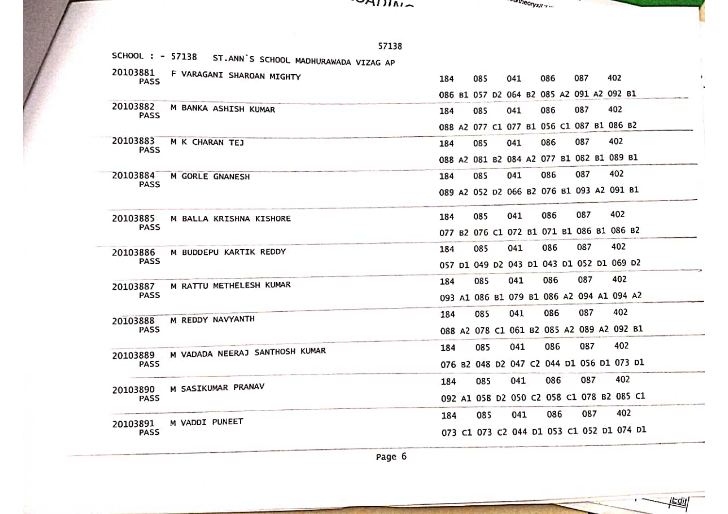57138

SCHOOL : - 57138 ST.ANN`S SCHOOL MADHURAWADA VIZAG AP

| | | | | | | | | | | | | | |
|---|---|---|---|---|---|---|---|---|---|---|---|---|---|
| 20103881 PASS | F | VARAGANI SHAROAN MIGHTY | 184 | | 085 | | 041 | | 086 | | 087 | | 402 |
| | | | 086 | B1 | 057 | D2 | 064 | B2 | 085 | A2 | 091 | A2 | 092 B1 |
| 20103882 PASS | M | BANKA ASHISH KUMAR | 184 | | 085 | | 041 | | 086 | | 087 | | 402 |
| | | | 088 | A2 | 077 | C1 | 077 | B1 | 056 | C1 | 087 | B1 | 086 B2 |
| 20103883 PASS | M | K CHARAN TEJ | 184 | | 085 | | 041 | | 086 | | 087 | | 402 |
| | | | 088 | A2 | 081 | B2 | 084 | A2 | 077 | B1 | 082 | B1 | 089 B1 |
| 20103884 PASS | M | GORLE GNANESH | 184 | | 085 | | 041 | | 086 | | 087 | | 402 |
| | | | 089 | A2 | 052 | D2 | 066 | B2 | 076 | B1 | 093 | A2 | 091 B1 |
| 20103885 PASS | M | BALLA KRISHNA KISHORE | 184 | | 085 | | 041 | | 086 | | 087 | | 402 |
| | | | 077 | B2 | 076 | C1 | 072 | B1 | 071 | B1 | 086 | B1 | 086 B2 |
| 20103886 PASS | M | BUDDEPU KARTIK REDDY | 184 | | 085 | | 041 | | 086 | | 087 | | 402 |
| | | | 057 | D1 | 049 | D2 | 043 | D1 | 043 | D1 | 052 | D1 | 069 D2 |
| 20103887 PASS | M | RATTU METHELESH KUMAR | 184 | | 085 | | 041 | | 086 | | 087 | | 402 |
| | | | 093 | A1 | 086 | B1 | 079 | B1 | 086 | A2 | 094 | A1 | 094 A2 |
| 20103888 PASS | M | REDDY NAVYANTH | 184 | | 085 | | 041 | | 086 | | 087 | | 402 |
| | | | 088 | A2 | 078 | C1 | 061 | B2 | 085 | A2 | 089 | A2 | 092 B1 |
| 20103889 PASS | M | VADADA NEERAJ SANTHOSH KUMAR | 184 | | 085 | | 041 | | 086 | | 087 | | 402 |
| | | | 076 | B2 | 048 | D2 | 047 | C2 | 044 | D1 | 056 | D1 | 073 D1 |
| 20103890 PASS | M | SASIKUMAR PRANAV | 184 | | 085 | | 041 | | 086 | | 087 | | 402 |
| | | | 092 | A1 | 058 | D2 | 050 | C2 | 058 | C1 | 078 | B2 | 085 C1 |
| 20103891 PASS | M | VADDI PUNEET | 184 | | 085 | | 041 | | 086 | | 087 | | 402 |
| | | | 073 | C1 | 073 | C2 | 044 | D1 | 053 | C1 | 052 | D1 | 074 D1 |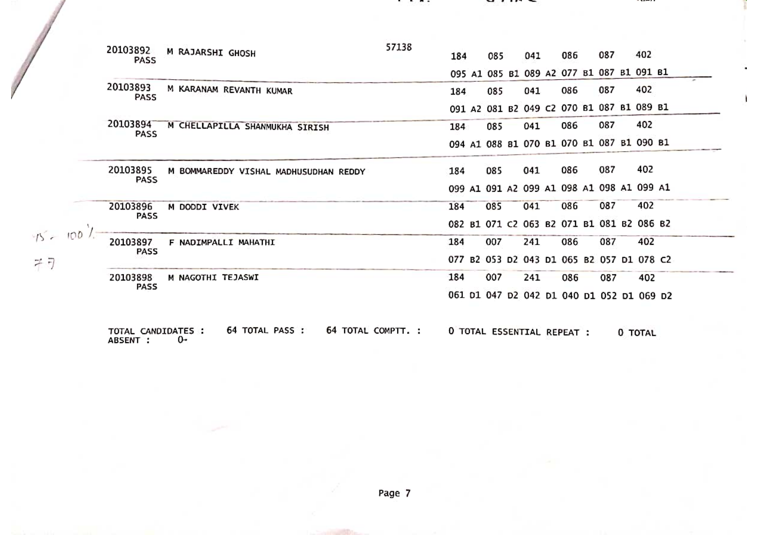| | | | | | | | | | |
|---|---|---|---|---|---|---|---|---|---|
| 20103892 PASS | M RAJARSHI GHOSH | 57138 | 184 | 085 | 041 | 086 | 087 | 402 | |
| | | | 095 A1 | 085 B1 | 089 A2 | 077 B1 | 087 B1 | 091 B1 | |
| 20103893 PASS | M KARANAM REVANTH KUMAR | | 184 | 085 | 041 | 086 | 087 | 402 | |
| | | | 091 A2 | 081 B2 | 049 C2 | 070 B1 | 087 B1 | 089 B1 | |
| 20103894 PASS | M CHELLAPILLA SHANMUKHA SIRISH | | 184 | 085 | 041 | 086 | 087 | 402 | |
| | | | 094 A1 | 088 B1 | 070 B1 | 070 B1 | 087 B1 | 090 B1 | |
| 20103895 PASS | M BOMMAREDDY VISHAL MADHUSUDHAN REDDY | | 184 | 085 | 041 | 086 | 087 | 402 | |
| | | | 099 A1 | 091 A2 | 099 A1 | 098 A1 | 098 A1 | 099 A1 | |
| 20103896 PASS | M DODDI VIVEK | | 184 | 085 | 041 | 086 | 087 | 402 | |
| | | | 082 B1 | 071 C2 | 063 B2 | 071 B1 | 081 B2 | 086 B2 | |
| 20103897 PASS | F NADIMPALLI MAHATHI | | 184 | 007 | 241 | 086 | 087 | 402 | |
| | | | 077 B2 | 053 D2 | 043 D1 | 065 B2 | 057 D1 | 078 C2 | |
| 20103898 PASS | M NAGOTHI TEJASWI | | 184 | 007 | 241 | 086 | 087 | 402 | |
| | | | 061 D1 | 047 D2 | 042 D1 | 040 D1 | 052 D1 | 069 D2 | |

15 - 100%

77

TOTAL CANDIDATES : 64 TOTAL PASS : 64 TOTAL COMPTT. : 0 TOTAL ESSENTIAL REPEAT : 0 TOTAL ABSENT : 0